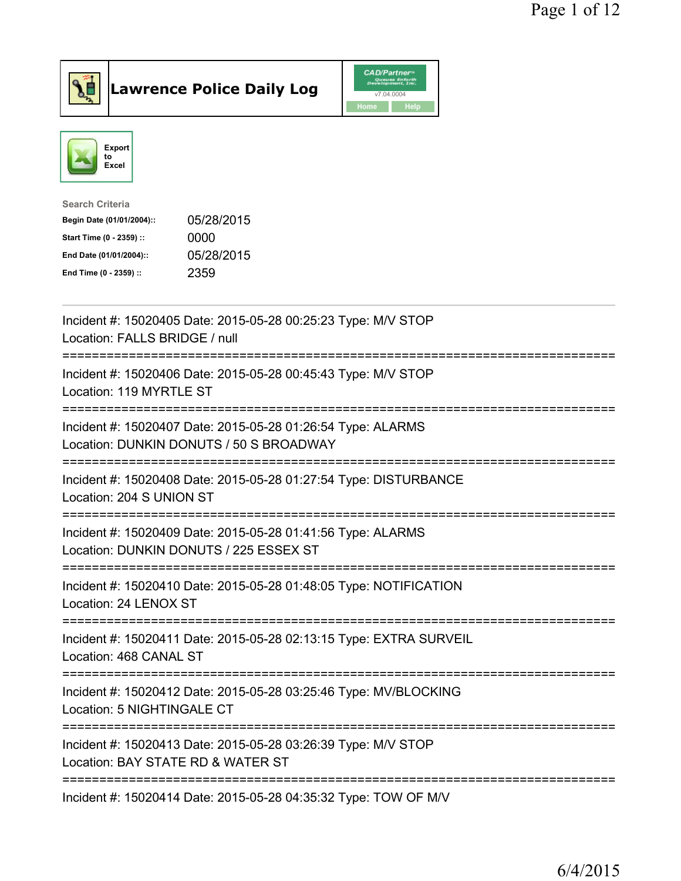# Lawrence Police Daily Log

CAD/Partner v7.04.0004

Home | Help

Export to Excel

**Search Criteria**

| | |
|---|---|
| **Begin Date (01/01/2004)::** | 05/28/2015 |
| **Start Time (0 - 2359) ::** | 0000 |
| **End Date (01/01/2004)::** | 05/28/2015 |
| **End Time (0 - 2359) ::** | 2359 |

---

Incident #: 15020405 Date: 2015-05-28 00:25:23 Type: M/V STOP
Location: FALLS BRIDGE / null

===========================================================================

Incident #: 15020406 Date: 2015-05-28 00:45:43 Type: M/V STOP
Location: 119 MYRTLE ST

===========================================================================

Incident #: 15020407 Date: 2015-05-28 01:26:54 Type: ALARMS
Location: DUNKIN DONUTS / 50 S BROADWAY

===========================================================================

Incident #: 15020408 Date: 2015-05-28 01:27:54 Type: DISTURBANCE
Location: 204 S UNION ST

===========================================================================

Incident #: 15020409 Date: 2015-05-28 01:41:56 Type: ALARMS
Location: DUNKIN DONUTS / 225 ESSEX ST

===========================================================================

Incident #: 15020410 Date: 2015-05-28 01:48:05 Type: NOTIFICATION
Location: 24 LENOX ST

===========================================================================

Incident #: 15020411 Date: 2015-05-28 02:13:15 Type: EXTRA SURVEIL
Location: 468 CANAL ST

===========================================================================

Incident #: 15020412 Date: 2015-05-28 03:25:46 Type: MV/BLOCKING
Location: 5 NIGHTINGALE CT

===========================================================================

Incident #: 15020413 Date: 2015-05-28 03:26:39 Type: M/V STOP
Location: BAY STATE RD & WATER ST

===========================================================================

Incident #: 15020414 Date: 2015-05-28 04:35:32 Type: TOW OF M/V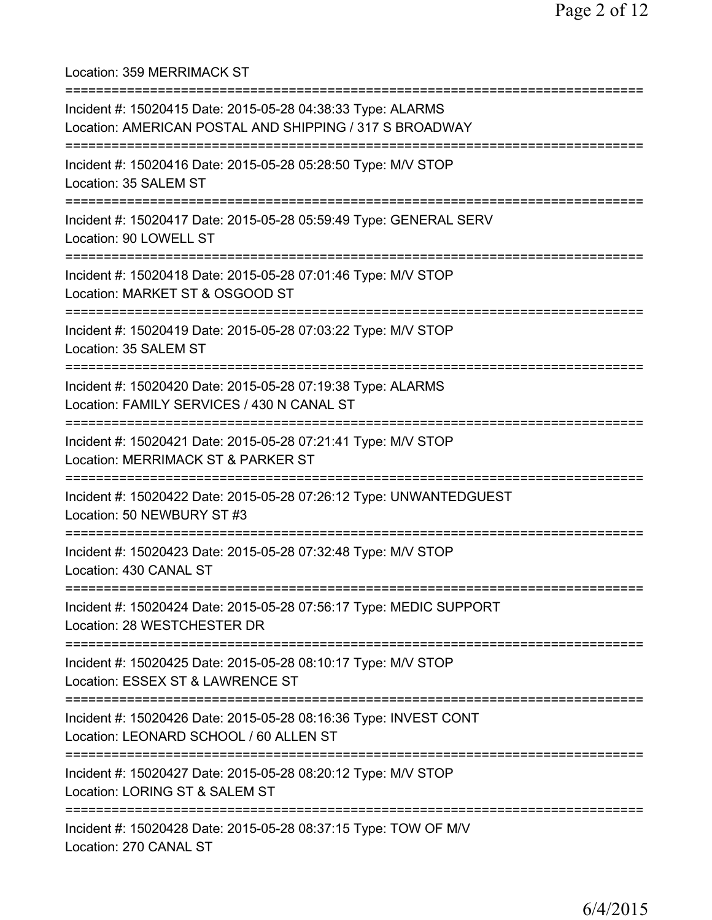Location: 359 MERRIMACK ST

===========================================================================

Incident #: 15020415 Date: 2015-05-28 04:38:33 Type: ALARMS
Location: AMERICAN POSTAL AND SHIPPING / 317 S BROADWAY

===========================================================================

Incident #: 15020416 Date: 2015-05-28 05:28:50 Type: M/V STOP
Location: 35 SALEM ST

===========================================================================

Incident #: 15020417 Date: 2015-05-28 05:59:49 Type: GENERAL SERV
Location: 90 LOWELL ST

===========================================================================

Incident #: 15020418 Date: 2015-05-28 07:01:46 Type: M/V STOP
Location: MARKET ST & OSGOOD ST

===========================================================================

Incident #: 15020419 Date: 2015-05-28 07:03:22 Type: M/V STOP
Location: 35 SALEM ST

===========================================================================

Incident #: 15020420 Date: 2015-05-28 07:19:38 Type: ALARMS
Location: FAMILY SERVICES / 430 N CANAL ST

===========================================================================

Incident #: 15020421 Date: 2015-05-28 07:21:41 Type: M/V STOP
Location: MERRIMACK ST & PARKER ST

===========================================================================

Incident #: 15020422 Date: 2015-05-28 07:26:12 Type: UNWANTEDGUEST
Location: 50 NEWBURY ST #3

===========================================================================

Incident #: 15020423 Date: 2015-05-28 07:32:48 Type: M/V STOP
Location: 430 CANAL ST

===========================================================================

Incident #: 15020424 Date: 2015-05-28 07:56:17 Type: MEDIC SUPPORT
Location: 28 WESTCHESTER DR

===========================================================================

Incident #: 15020425 Date: 2015-05-28 08:10:17 Type: M/V STOP
Location: ESSEX ST & LAWRENCE ST

===========================================================================

Incident #: 15020426 Date: 2015-05-28 08:16:36 Type: INVEST CONT
Location: LEONARD SCHOOL / 60 ALLEN ST

===========================================================================

Incident #: 15020427 Date: 2015-05-28 08:20:12 Type: M/V STOP
Location: LORING ST & SALEM ST

===========================================================================

Incident #: 15020428 Date: 2015-05-28 08:37:15 Type: TOW OF M/V
Location: 270 CANAL ST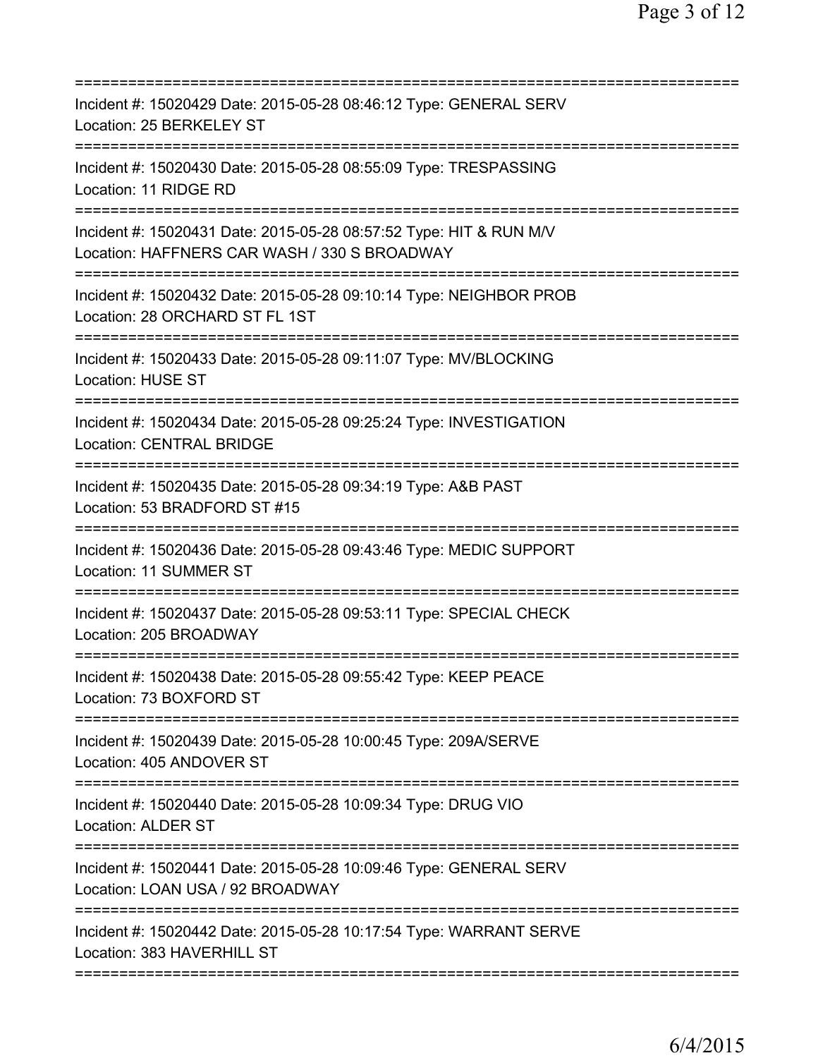===========================================================================

Incident #: 15020429 Date: 2015-05-28 08:46:12 Type: GENERAL SERV
Location: 25 BERKELEY ST

===========================================================================

Incident #: 15020430 Date: 2015-05-28 08:55:09 Type: TRESPASSING
Location: 11 RIDGE RD

===========================================================================

Incident #: 15020431 Date: 2015-05-28 08:57:52 Type: HIT & RUN M/V
Location: HAFFNERS CAR WASH / 330 S BROADWAY

===========================================================================

Incident #: 15020432 Date: 2015-05-28 09:10:14 Type: NEIGHBOR PROB
Location: 28 ORCHARD ST FL 1ST

===========================================================================

Incident #: 15020433 Date: 2015-05-28 09:11:07 Type: MV/BLOCKING
Location: HUSE ST

===========================================================================

Incident #: 15020434 Date: 2015-05-28 09:25:24 Type: INVESTIGATION
Location: CENTRAL BRIDGE

===========================================================================

Incident #: 15020435 Date: 2015-05-28 09:34:19 Type: A&B PAST
Location: 53 BRADFORD ST #15

===========================================================================

Incident #: 15020436 Date: 2015-05-28 09:43:46 Type: MEDIC SUPPORT
Location: 11 SUMMER ST

===========================================================================

Incident #: 15020437 Date: 2015-05-28 09:53:11 Type: SPECIAL CHECK
Location: 205 BROADWAY

===========================================================================

Incident #: 15020438 Date: 2015-05-28 09:55:42 Type: KEEP PEACE
Location: 73 BOXFORD ST

===========================================================================

Incident #: 15020439 Date: 2015-05-28 10:00:45 Type: 209A/SERVE
Location: 405 ANDOVER ST

===========================================================================

Incident #: 15020440 Date: 2015-05-28 10:09:34 Type: DRUG VIO
Location: ALDER ST

===========================================================================

Incident #: 15020441 Date: 2015-05-28 10:09:46 Type: GENERAL SERV
Location: LOAN USA / 92 BROADWAY

===========================================================================

Incident #: 15020442 Date: 2015-05-28 10:17:54 Type: WARRANT SERVE
Location: 383 HAVERHILL ST

===========================================================================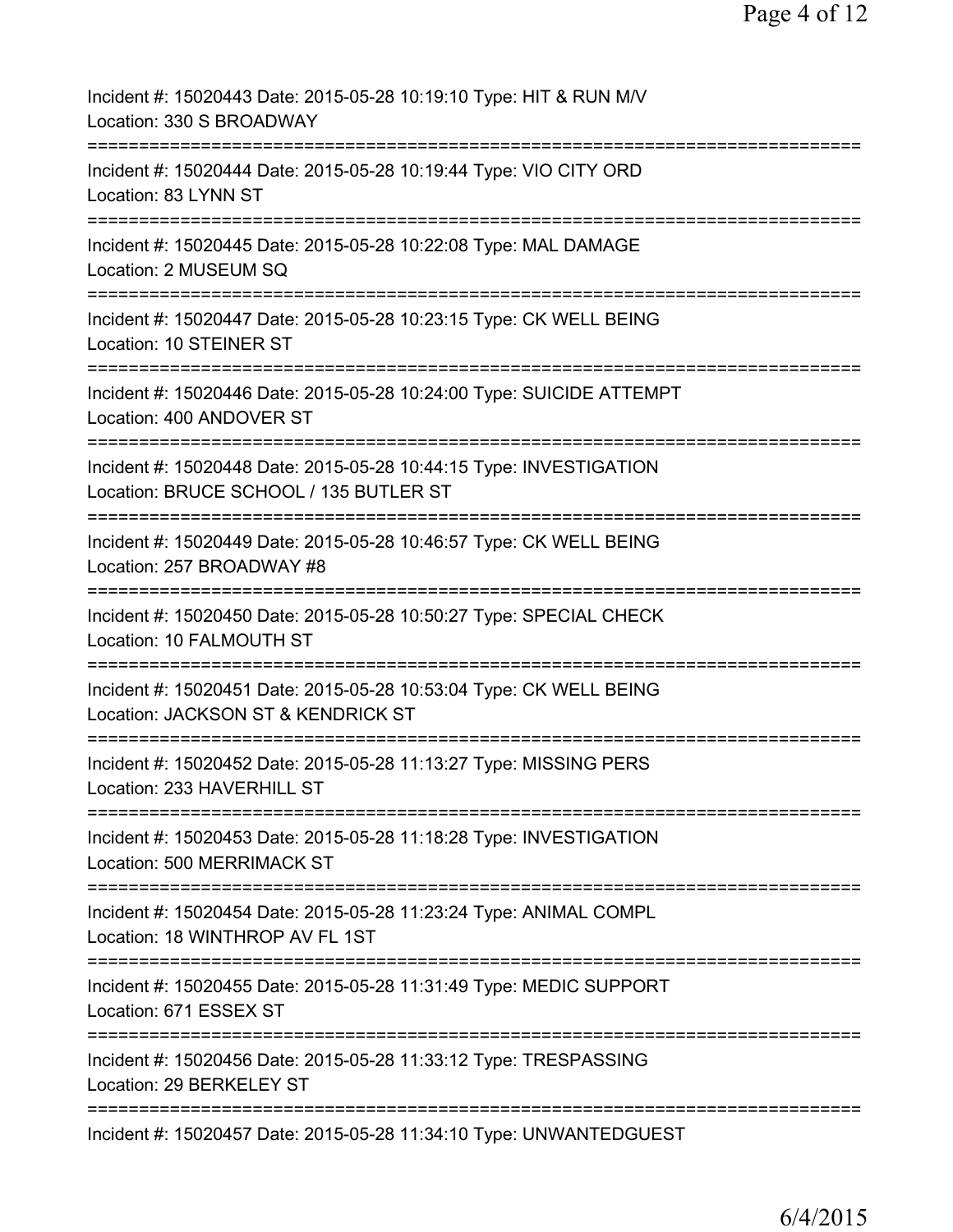Incident #: 15020443 Date: 2015-05-28 10:19:10 Type: HIT & RUN M/V
Location: 330 S BROADWAY

===========================================================================

Incident #: 15020444 Date: 2015-05-28 10:19:44 Type: VIO CITY ORD
Location: 83 LYNN ST

===========================================================================

Incident #: 15020445 Date: 2015-05-28 10:22:08 Type: MAL DAMAGE
Location: 2 MUSEUM SQ

===========================================================================

Incident #: 15020447 Date: 2015-05-28 10:23:15 Type: CK WELL BEING
Location: 10 STEINER ST

===========================================================================

Incident #: 15020446 Date: 2015-05-28 10:24:00 Type: SUICIDE ATTEMPT
Location: 400 ANDOVER ST

===========================================================================

Incident #: 15020448 Date: 2015-05-28 10:44:15 Type: INVESTIGATION
Location: BRUCE SCHOOL / 135 BUTLER ST

===========================================================================

Incident #: 15020449 Date: 2015-05-28 10:46:57 Type: CK WELL BEING
Location: 257 BROADWAY #8

===========================================================================

Incident #: 15020450 Date: 2015-05-28 10:50:27 Type: SPECIAL CHECK
Location: 10 FALMOUTH ST

===========================================================================

Incident #: 15020451 Date: 2015-05-28 10:53:04 Type: CK WELL BEING
Location: JACKSON ST & KENDRICK ST

===========================================================================

Incident #: 15020452 Date: 2015-05-28 11:13:27 Type: MISSING PERS
Location: 233 HAVERHILL ST

===========================================================================

Incident #: 15020453 Date: 2015-05-28 11:18:28 Type: INVESTIGATION
Location: 500 MERRIMACK ST

===========================================================================

Incident #: 15020454 Date: 2015-05-28 11:23:24 Type: ANIMAL COMPL
Location: 18 WINTHROP AV FL 1ST

===========================================================================

Incident #: 15020455 Date: 2015-05-28 11:31:49 Type: MEDIC SUPPORT
Location: 671 ESSEX ST

===========================================================================

Incident #: 15020456 Date: 2015-05-28 11:33:12 Type: TRESPASSING
Location: 29 BERKELEY ST

===========================================================================

Incident #: 15020457 Date: 2015-05-28 11:34:10 Type: UNWANTEDGUEST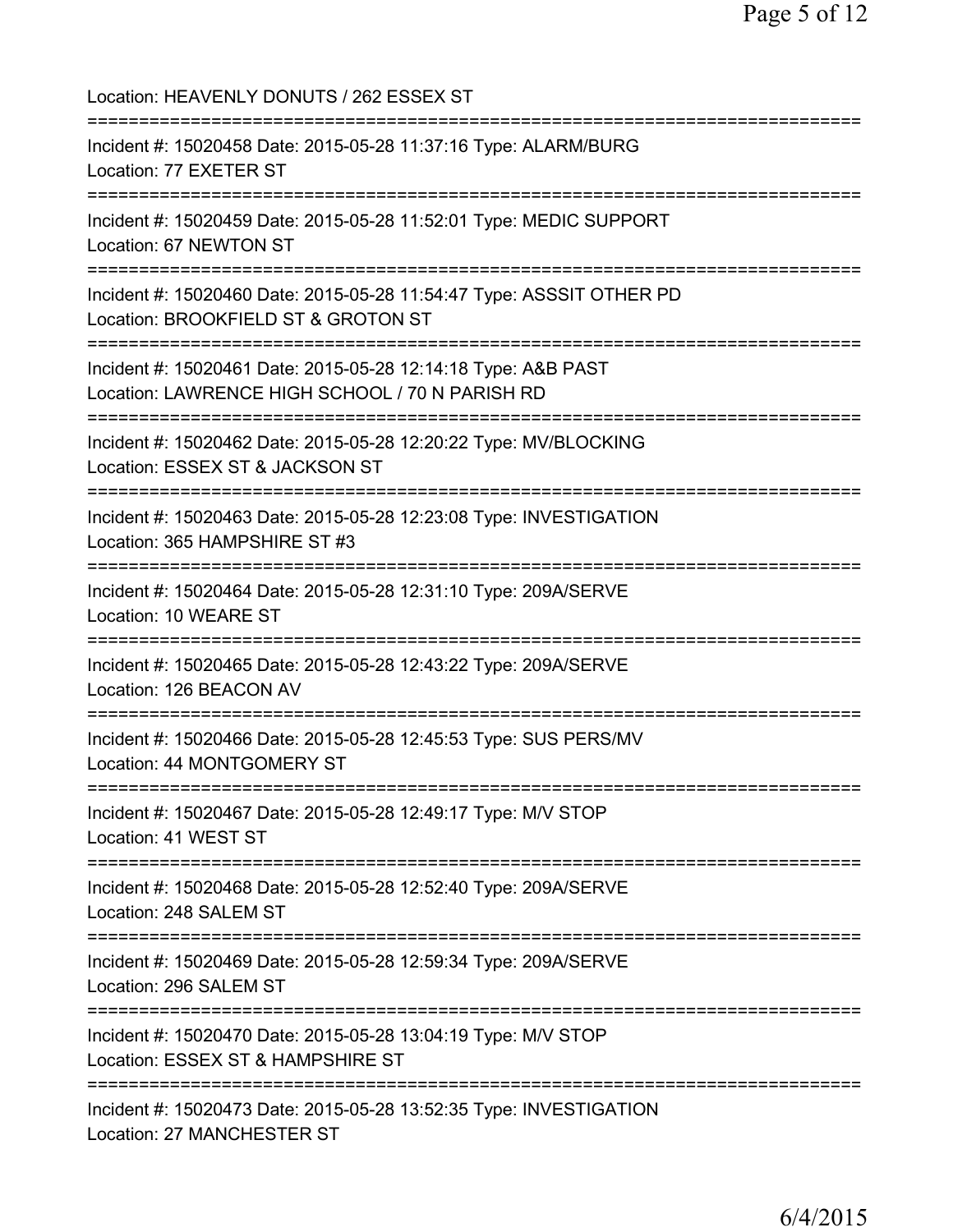Location: HEAVENLY DONUTS / 262 ESSEX ST

===========================================================================

Incident #: 15020458 Date: 2015-05-28 11:37:16 Type: ALARM/BURG
Location: 77 EXETER ST

===========================================================================

Incident #: 15020459 Date: 2015-05-28 11:52:01 Type: MEDIC SUPPORT
Location: 67 NEWTON ST

===========================================================================

Incident #: 15020460 Date: 2015-05-28 11:54:47 Type: ASSSIT OTHER PD
Location: BROOKFIELD ST & GROTON ST

===========================================================================

Incident #: 15020461 Date: 2015-05-28 12:14:18 Type: A&B PAST
Location: LAWRENCE HIGH SCHOOL / 70 N PARISH RD

===========================================================================

Incident #: 15020462 Date: 2015-05-28 12:20:22 Type: MV/BLOCKING
Location: ESSEX ST & JACKSON ST

===========================================================================

Incident #: 15020463 Date: 2015-05-28 12:23:08 Type: INVESTIGATION
Location: 365 HAMPSHIRE ST #3

===========================================================================

Incident #: 15020464 Date: 2015-05-28 12:31:10 Type: 209A/SERVE
Location: 10 WEARE ST

===========================================================================

Incident #: 15020465 Date: 2015-05-28 12:43:22 Type: 209A/SERVE
Location: 126 BEACON AV

===========================================================================

Incident #: 15020466 Date: 2015-05-28 12:45:53 Type: SUS PERS/MV
Location: 44 MONTGOMERY ST

===========================================================================

Incident #: 15020467 Date: 2015-05-28 12:49:17 Type: M/V STOP
Location: 41 WEST ST

===========================================================================

Incident #: 15020468 Date: 2015-05-28 12:52:40 Type: 209A/SERVE
Location: 248 SALEM ST

===========================================================================

Incident #: 15020469 Date: 2015-05-28 12:59:34 Type: 209A/SERVE
Location: 296 SALEM ST

===========================================================================

Incident #: 15020470 Date: 2015-05-28 13:04:19 Type: M/V STOP
Location: ESSEX ST & HAMPSHIRE ST

===========================================================================

Incident #: 15020473 Date: 2015-05-28 13:52:35 Type: INVESTIGATION
Location: 27 MANCHESTER ST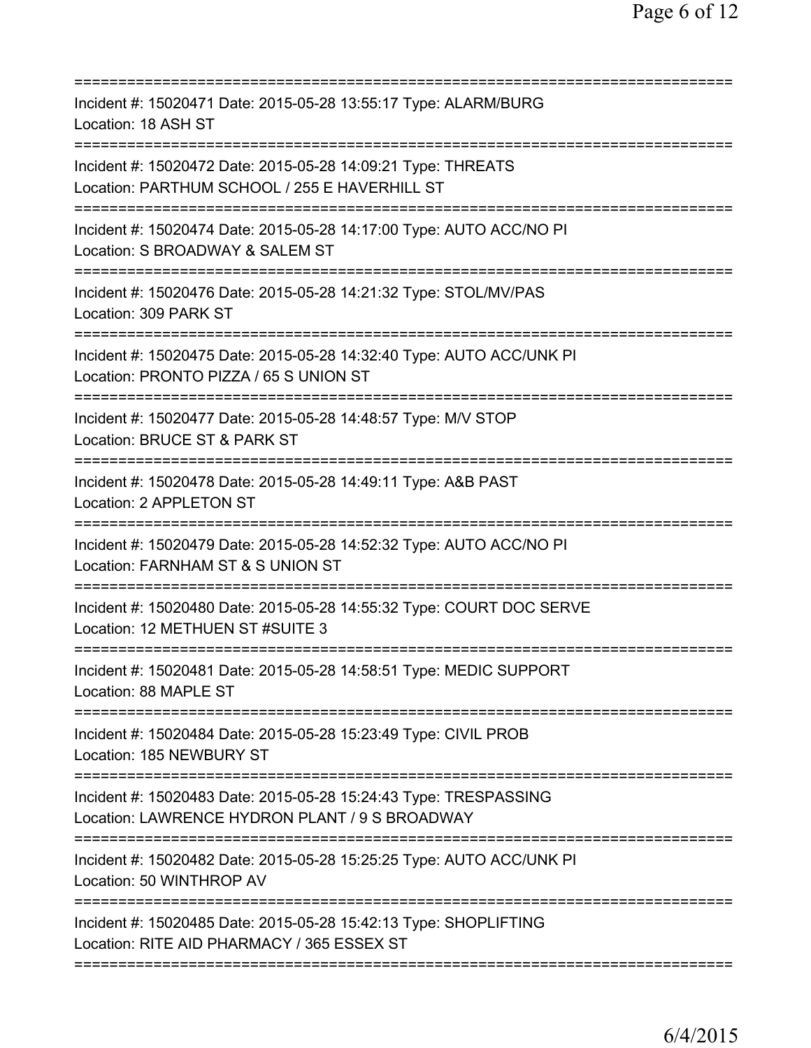===========================================================================

Incident #: 15020471 Date: 2015-05-28 13:55:17 Type: ALARM/BURG
Location: 18 ASH ST

===========================================================================

Incident #: 15020472 Date: 2015-05-28 14:09:21 Type: THREATS
Location: PARTHUM SCHOOL / 255 E HAVERHILL ST

===========================================================================

Incident #: 15020474 Date: 2015-05-28 14:17:00 Type: AUTO ACC/NO PI
Location: S BROADWAY & SALEM ST

===========================================================================

Incident #: 15020476 Date: 2015-05-28 14:21:32 Type: STOL/MV/PAS
Location: 309 PARK ST

===========================================================================

Incident #: 15020475 Date: 2015-05-28 14:32:40 Type: AUTO ACC/UNK PI
Location: PRONTO PIZZA / 65 S UNION ST

===========================================================================

Incident #: 15020477 Date: 2015-05-28 14:48:57 Type: M/V STOP
Location: BRUCE ST & PARK ST

===========================================================================

Incident #: 15020478 Date: 2015-05-28 14:49:11 Type: A&B PAST
Location: 2 APPLETON ST

===========================================================================

Incident #: 15020479 Date: 2015-05-28 14:52:32 Type: AUTO ACC/NO PI
Location: FARNHAM ST & S UNION ST

===========================================================================

Incident #: 15020480 Date: 2015-05-28 14:55:32 Type: COURT DOC SERVE
Location: 12 METHUEN ST #SUITE 3

===========================================================================

Incident #: 15020481 Date: 2015-05-28 14:58:51 Type: MEDIC SUPPORT
Location: 88 MAPLE ST

===========================================================================

Incident #: 15020484 Date: 2015-05-28 15:23:49 Type: CIVIL PROB
Location: 185 NEWBURY ST

===========================================================================

Incident #: 15020483 Date: 2015-05-28 15:24:43 Type: TRESPASSING
Location: LAWRENCE HYDRON PLANT / 9 S BROADWAY

===========================================================================

Incident #: 15020482 Date: 2015-05-28 15:25:25 Type: AUTO ACC/UNK PI
Location: 50 WINTHROP AV

===========================================================================

Incident #: 15020485 Date: 2015-05-28 15:42:13 Type: SHOPLIFTING
Location: RITE AID PHARMACY / 365 ESSEX ST

===========================================================================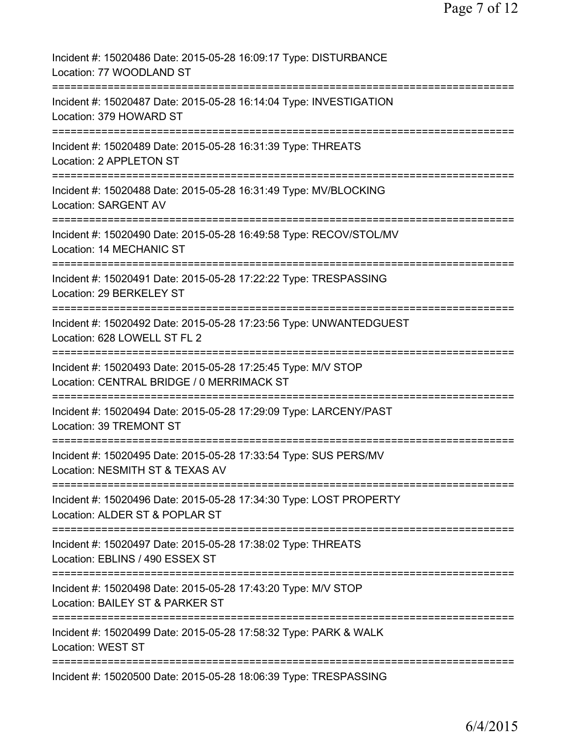Incident #: 15020486 Date: 2015-05-28 16:09:17 Type: DISTURBANCE
Location: 77 WOODLAND ST
===========================================================================
Incident #: 15020487 Date: 2015-05-28 16:14:04 Type: INVESTIGATION
Location: 379 HOWARD ST
===========================================================================
Incident #: 15020489 Date: 2015-05-28 16:31:39 Type: THREATS
Location: 2 APPLETON ST
===========================================================================
Incident #: 15020488 Date: 2015-05-28 16:31:49 Type: MV/BLOCKING
Location: SARGENT AV
===========================================================================
Incident #: 15020490 Date: 2015-05-28 16:49:58 Type: RECOV/STOL/MV
Location: 14 MECHANIC ST
===========================================================================
Incident #: 15020491 Date: 2015-05-28 17:22:22 Type: TRESPASSING
Location: 29 BERKELEY ST
===========================================================================
Incident #: 15020492 Date: 2015-05-28 17:23:56 Type: UNWANTEDGUEST
Location: 628 LOWELL ST FL 2
===========================================================================
Incident #: 15020493 Date: 2015-05-28 17:25:45 Type: M/V STOP
Location: CENTRAL BRIDGE / 0 MERRIMACK ST
===========================================================================
Incident #: 15020494 Date: 2015-05-28 17:29:09 Type: LARCENY/PAST
Location: 39 TREMONT ST
===========================================================================
Incident #: 15020495 Date: 2015-05-28 17:33:54 Type: SUS PERS/MV
Location: NESMITH ST & TEXAS AV
===========================================================================
Incident #: 15020496 Date: 2015-05-28 17:34:30 Type: LOST PROPERTY
Location: ALDER ST & POPLAR ST
===========================================================================
Incident #: 15020497 Date: 2015-05-28 17:38:02 Type: THREATS
Location: EBLINS / 490 ESSEX ST
===========================================================================
Incident #: 15020498 Date: 2015-05-28 17:43:20 Type: M/V STOP
Location: BAILEY ST & PARKER ST
===========================================================================
Incident #: 15020499 Date: 2015-05-28 17:58:32 Type: PARK & WALK
Location: WEST ST
===========================================================================
Incident #: 15020500 Date: 2015-05-28 18:06:39 Type: TRESPASSING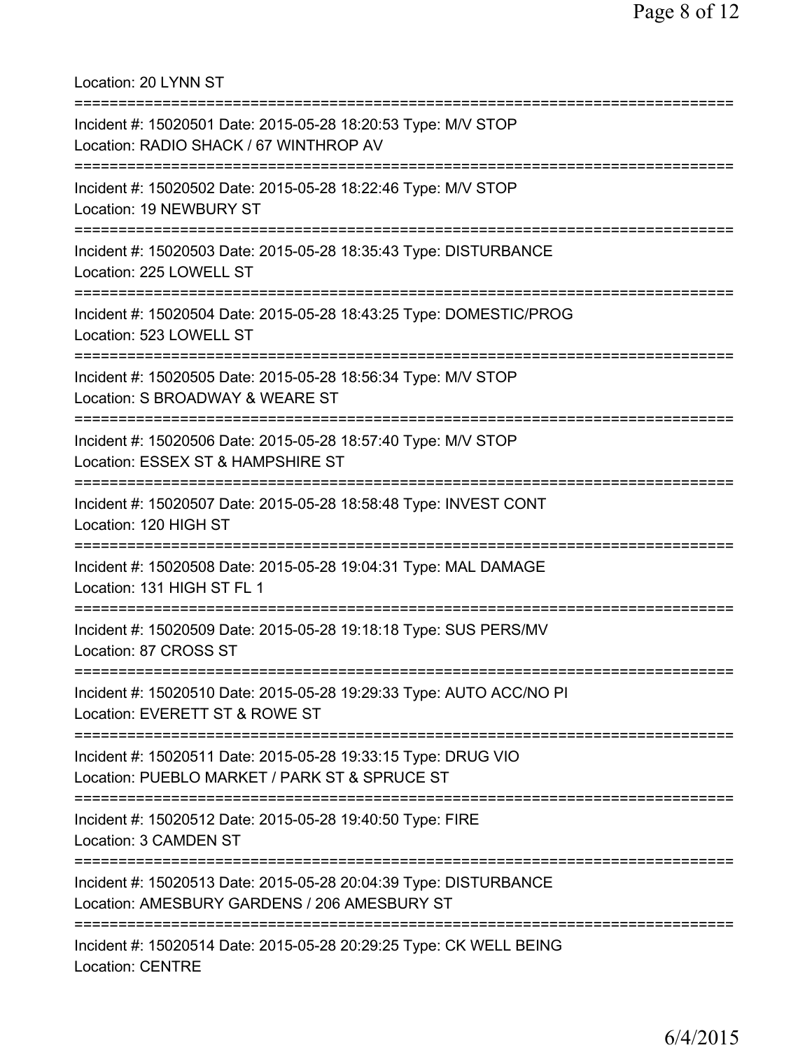Location: 20 LYNN ST

===========================================================================

Incident #: 15020501 Date: 2015-05-28 18:20:53 Type: M/V STOP
Location: RADIO SHACK / 67 WINTHROP AV

===========================================================================

Incident #: 15020502 Date: 2015-05-28 18:22:46 Type: M/V STOP
Location: 19 NEWBURY ST

===========================================================================

Incident #: 15020503 Date: 2015-05-28 18:35:43 Type: DISTURBANCE
Location: 225 LOWELL ST

===========================================================================

Incident #: 15020504 Date: 2015-05-28 18:43:25 Type: DOMESTIC/PROG
Location: 523 LOWELL ST

===========================================================================

Incident #: 15020505 Date: 2015-05-28 18:56:34 Type: M/V STOP
Location: S BROADWAY & WEARE ST

===========================================================================

Incident #: 15020506 Date: 2015-05-28 18:57:40 Type: M/V STOP
Location: ESSEX ST & HAMPSHIRE ST

===========================================================================

Incident #: 15020507 Date: 2015-05-28 18:58:48 Type: INVEST CONT
Location: 120 HIGH ST

===========================================================================

Incident #: 15020508 Date: 2015-05-28 19:04:31 Type: MAL DAMAGE
Location: 131 HIGH ST FL 1

===========================================================================

Incident #: 15020509 Date: 2015-05-28 19:18:18 Type: SUS PERS/MV
Location: 87 CROSS ST

===========================================================================

Incident #: 15020510 Date: 2015-05-28 19:29:33 Type: AUTO ACC/NO PI
Location: EVERETT ST & ROWE ST

===========================================================================

Incident #: 15020511 Date: 2015-05-28 19:33:15 Type: DRUG VIO
Location: PUEBLO MARKET / PARK ST & SPRUCE ST

===========================================================================

Incident #: 15020512 Date: 2015-05-28 19:40:50 Type: FIRE
Location: 3 CAMDEN ST

===========================================================================

Incident #: 15020513 Date: 2015-05-28 20:04:39 Type: DISTURBANCE
Location: AMESBURY GARDENS / 206 AMESBURY ST

===========================================================================

Incident #: 15020514 Date: 2015-05-28 20:29:25 Type: CK WELL BEING
Location: CENTRE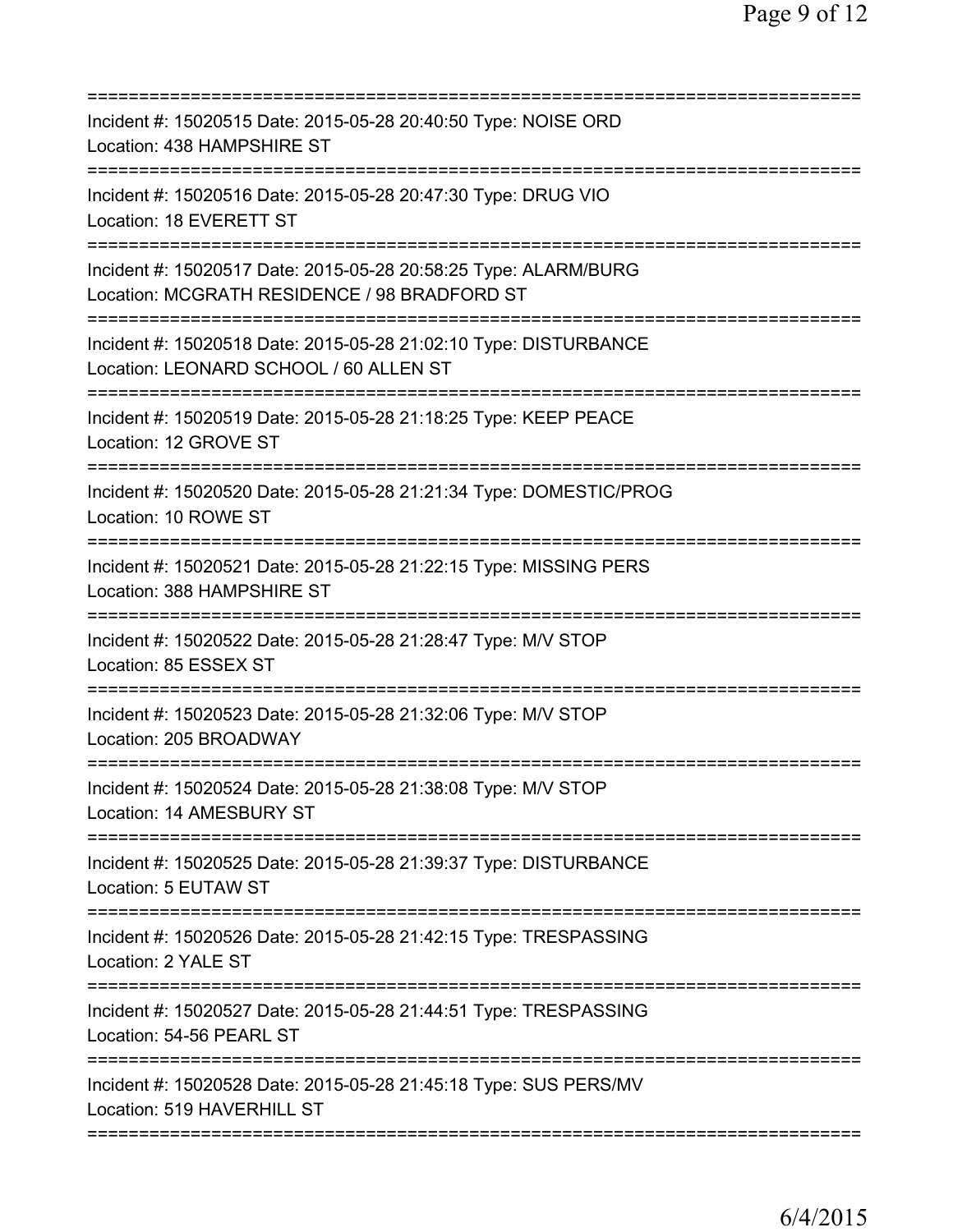===========================================================================

Incident #: 15020515 Date: 2015-05-28 20:40:50 Type: NOISE ORD
Location: 438 HAMPSHIRE ST

===========================================================================

Incident #: 15020516 Date: 2015-05-28 20:47:30 Type: DRUG VIO
Location: 18 EVERETT ST

===========================================================================

Incident #: 15020517 Date: 2015-05-28 20:58:25 Type: ALARM/BURG
Location: MCGRATH RESIDENCE / 98 BRADFORD ST

===========================================================================

Incident #: 15020518 Date: 2015-05-28 21:02:10 Type: DISTURBANCE
Location: LEONARD SCHOOL / 60 ALLEN ST

===========================================================================

Incident #: 15020519 Date: 2015-05-28 21:18:25 Type: KEEP PEACE
Location: 12 GROVE ST

===========================================================================

Incident #: 15020520 Date: 2015-05-28 21:21:34 Type: DOMESTIC/PROG
Location: 10 ROWE ST

===========================================================================

Incident #: 15020521 Date: 2015-05-28 21:22:15 Type: MISSING PERS
Location: 388 HAMPSHIRE ST

===========================================================================

Incident #: 15020522 Date: 2015-05-28 21:28:47 Type: M/V STOP
Location: 85 ESSEX ST

===========================================================================

Incident #: 15020523 Date: 2015-05-28 21:32:06 Type: M/V STOP
Location: 205 BROADWAY

===========================================================================

Incident #: 15020524 Date: 2015-05-28 21:38:08 Type: M/V STOP
Location: 14 AMESBURY ST

===========================================================================

Incident #: 15020525 Date: 2015-05-28 21:39:37 Type: DISTURBANCE
Location: 5 EUTAW ST

===========================================================================

Incident #: 15020526 Date: 2015-05-28 21:42:15 Type: TRESPASSING
Location: 2 YALE ST

===========================================================================

Incident #: 15020527 Date: 2015-05-28 21:44:51 Type: TRESPASSING
Location: 54-56 PEARL ST

===========================================================================

Incident #: 15020528 Date: 2015-05-28 21:45:18 Type: SUS PERS/MV
Location: 519 HAVERHILL ST

===========================================================================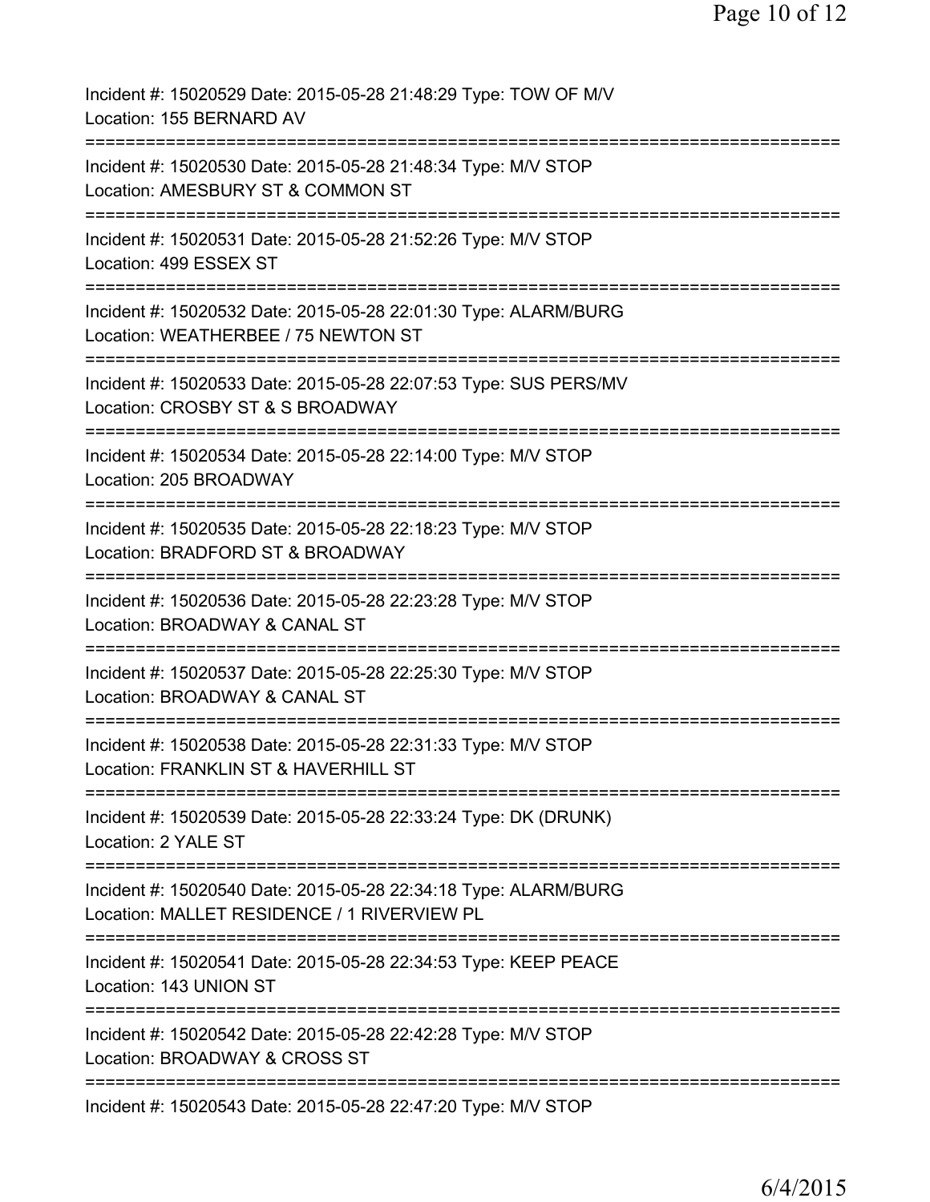Incident #: 15020529 Date: 2015-05-28 21:48:29 Type: TOW OF M/V
Location: 155 BERNARD AV
===========================================================================
Incident #: 15020530 Date: 2015-05-28 21:48:34 Type: M/V STOP
Location: AMESBURY ST & COMMON ST
===========================================================================
Incident #: 15020531 Date: 2015-05-28 21:52:26 Type: M/V STOP
Location: 499 ESSEX ST
===========================================================================
Incident #: 15020532 Date: 2015-05-28 22:01:30 Type: ALARM/BURG
Location: WEATHERBEE / 75 NEWTON ST
===========================================================================
Incident #: 15020533 Date: 2015-05-28 22:07:53 Type: SUS PERS/MV
Location: CROSBY ST & S BROADWAY
===========================================================================
Incident #: 15020534 Date: 2015-05-28 22:14:00 Type: M/V STOP
Location: 205 BROADWAY
===========================================================================
Incident #: 15020535 Date: 2015-05-28 22:18:23 Type: M/V STOP
Location: BRADFORD ST & BROADWAY
===========================================================================
Incident #: 15020536 Date: 2015-05-28 22:23:28 Type: M/V STOP
Location: BROADWAY & CANAL ST
===========================================================================
Incident #: 15020537 Date: 2015-05-28 22:25:30 Type: M/V STOP
Location: BROADWAY & CANAL ST
===========================================================================
Incident #: 15020538 Date: 2015-05-28 22:31:33 Type: M/V STOP
Location: FRANKLIN ST & HAVERHILL ST
===========================================================================
Incident #: 15020539 Date: 2015-05-28 22:33:24 Type: DK (DRUNK)
Location: 2 YALE ST
===========================================================================
Incident #: 15020540 Date: 2015-05-28 22:34:18 Type: ALARM/BURG
Location: MALLET RESIDENCE / 1 RIVERVIEW PL
===========================================================================
Incident #: 15020541 Date: 2015-05-28 22:34:53 Type: KEEP PEACE
Location: 143 UNION ST
===========================================================================
Incident #: 15020542 Date: 2015-05-28 22:42:28 Type: M/V STOP
Location: BROADWAY & CROSS ST
===========================================================================
Incident #: 15020543 Date: 2015-05-28 22:47:20 Type: M/V STOP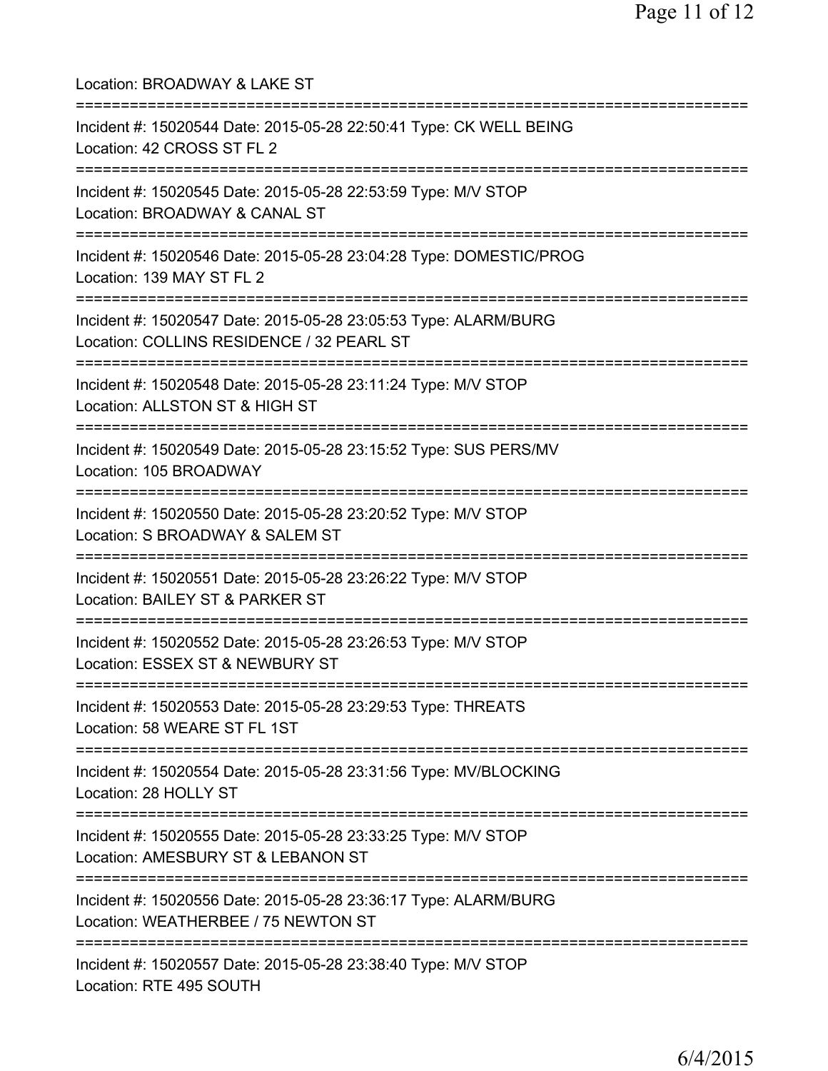Location: BROADWAY & LAKE ST

===========================================================================

Incident #: 15020544 Date: 2015-05-28 22:50:41 Type: CK WELL BEING
Location: 42 CROSS ST FL 2

===========================================================================

Incident #: 15020545 Date: 2015-05-28 22:53:59 Type: M/V STOP
Location: BROADWAY & CANAL ST

===========================================================================

Incident #: 15020546 Date: 2015-05-28 23:04:28 Type: DOMESTIC/PROG
Location: 139 MAY ST FL 2

===========================================================================

Incident #: 15020547 Date: 2015-05-28 23:05:53 Type: ALARM/BURG
Location: COLLINS RESIDENCE / 32 PEARL ST

===========================================================================

Incident #: 15020548 Date: 2015-05-28 23:11:24 Type: M/V STOP
Location: ALLSTON ST & HIGH ST

===========================================================================

Incident #: 15020549 Date: 2015-05-28 23:15:52 Type: SUS PERS/MV
Location: 105 BROADWAY

===========================================================================

Incident #: 15020550 Date: 2015-05-28 23:20:52 Type: M/V STOP
Location: S BROADWAY & SALEM ST

===========================================================================

Incident #: 15020551 Date: 2015-05-28 23:26:22 Type: M/V STOP
Location: BAILEY ST & PARKER ST

===========================================================================

Incident #: 15020552 Date: 2015-05-28 23:26:53 Type: M/V STOP
Location: ESSEX ST & NEWBURY ST

===========================================================================

Incident #: 15020553 Date: 2015-05-28 23:29:53 Type: THREATS
Location: 58 WEARE ST FL 1ST

===========================================================================

Incident #: 15020554 Date: 2015-05-28 23:31:56 Type: MV/BLOCKING
Location: 28 HOLLY ST

===========================================================================

Incident #: 15020555 Date: 2015-05-28 23:33:25 Type: M/V STOP
Location: AMESBURY ST & LEBANON ST

===========================================================================

Incident #: 15020556 Date: 2015-05-28 23:36:17 Type: ALARM/BURG
Location: WEATHERBEE / 75 NEWTON ST

===========================================================================

Incident #: 15020557 Date: 2015-05-28 23:38:40 Type: M/V STOP
Location: RTE 495 SOUTH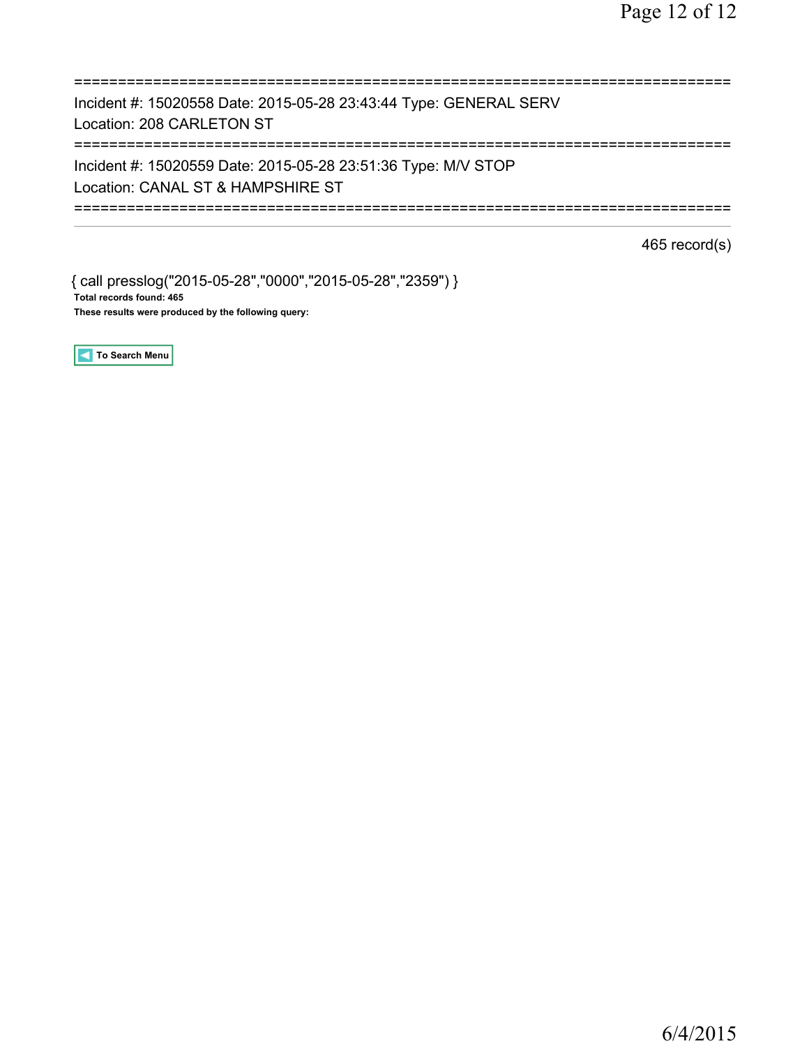===========================================================================

Incident #: 15020558 Date: 2015-05-28 23:43:44 Type: GENERAL SERV
Location: 208 CARLETON ST

===========================================================================

Incident #: 15020559 Date: 2015-05-28 23:51:36 Type: M/V STOP
Location: CANAL ST & HAMPSHIRE ST

===========================================================================

465 record(s)

{ call presslog("2015-05-28","0000","2015-05-28","2359") }

**Total records found: 465**

**These results were produced by the following query:**

**To Search Menu**